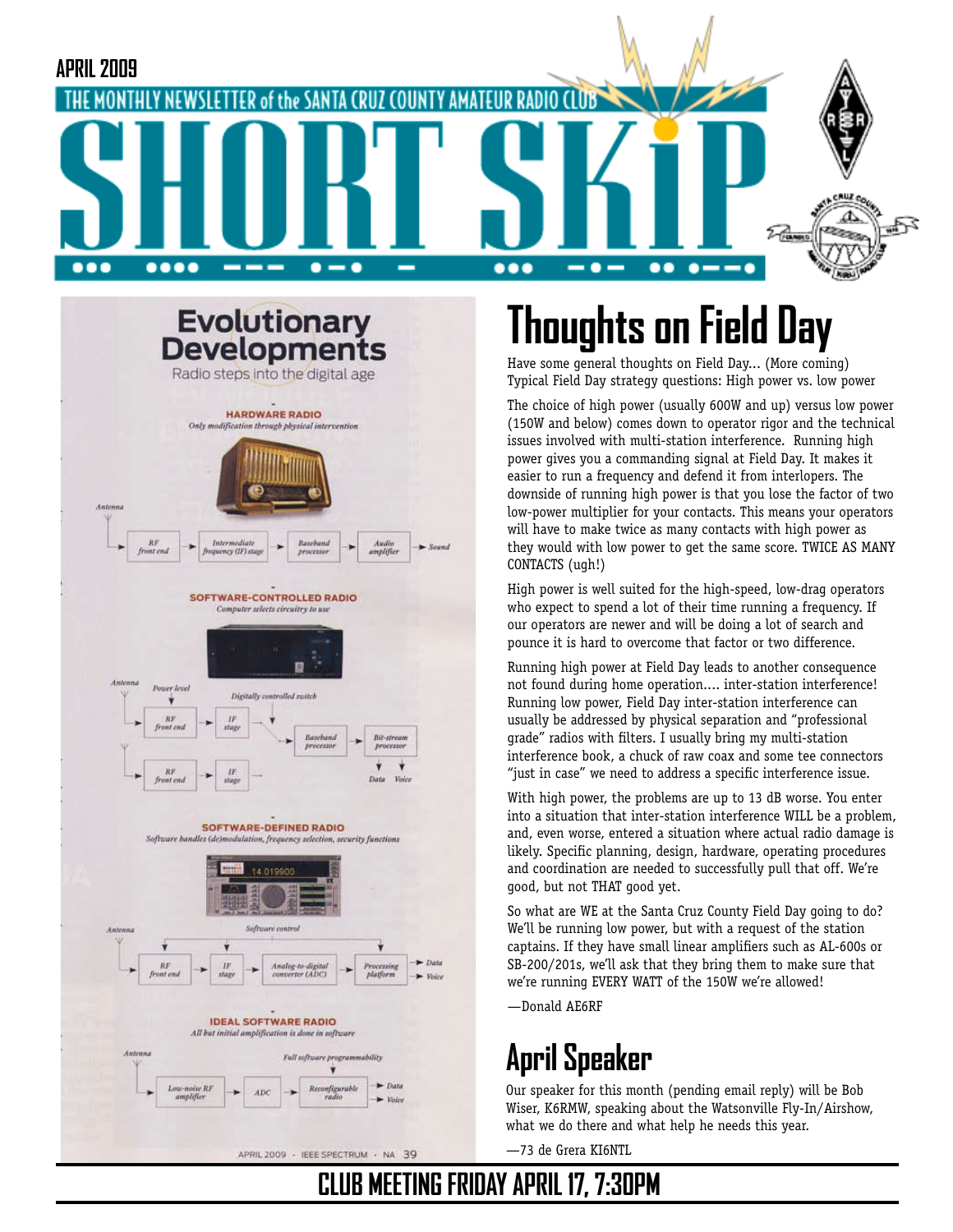APRIL 2009

THE MONTHLY NEWSLETTER of the SANTA CRUZ COUNTY AMATEUR RADIO CLUB

# SHORT SKiP

## Evolutionary Developments

Radio steps into the digital age

**HARDWARE RADIO**

*Only modification through physical intervention*

Antenna → RF front end → Intermediate frequency (IF) stage → Baseband processor → Audio amplifier → Sound

**SOFTWARE-CONTROLLED RADIO**

*Computer selects circuitry to use*

Antenna, Power level, Digitally controlled switch, RF front end → IF stage; RF front end → IF stage → Baseband processor → Bit-stream processor → Data, Voice

**SOFTWARE-DEFINED RADIO**

*Software handles (de)modulation, frequency selection, security functions*

Antenna, Software control, RF front end → IF stage → Analog-to-digital converter (ADC) → Processing platform → Data, Voice

**IDEAL SOFTWARE RADIO**

*All but initial amplification is done in software*

Antenna, Full software programmability, Low-noise RF amplifier → ADC → Reconfigurable radio → Data, Voice

APRIL 2009 · IEEE SPECTRUM · NA 39

# Thoughts on Field Day

Have some general thoughts on Field Day... (More coming)
Typical Field Day strategy questions: High power vs. low power

The choice of high power (usually 600W and up) versus low power (150W and below) comes down to operator rigor and the technical issues involved with multi-station interference. Running high power gives you a commanding signal at Field Day. It makes it easier to run a frequency and defend it from interlopers. The downside of running high power is that you lose the factor of two low-power multiplier for your contacts. This means your operators will have to make twice as many contacts with high power as they would with low power to get the same score. TWICE AS MANY CONTACTS (ugh!)

High power is well suited for the high-speed, low-drag operators who expect to spend a lot of their time running a frequency. If our operators are newer and will be doing a lot of search and pounce it is hard to overcome that factor or two difference.

Running high power at Field Day leads to another consequence not found during home operation.... inter-station interference! Running low power, Field Day inter-station interference can usually be addressed by physical separation and "professional grade" radios with filters. I usually bring my multi-station interference book, a chuck of raw coax and some tee connectors "just in case" we need to address a specific interference issue.

With high power, the problems are up to 13 dB worse. You enter into a situation that inter-station interference WILL be a problem, and, even worse, entered a situation where actual radio damage is likely. Specific planning, design, hardware, operating procedures and coordination are needed to successfully pull that off. We're good, but not THAT good yet.

So what are WE at the Santa Cruz County Field Day going to do? We'll be running low power, but with a request of the station captains. If they have small linear amplifiers such as AL-600s or SB-200/201s, we'll ask that they bring them to make sure that we're running EVERY WATT of the 150W we're allowed!

—Donald AE6RF

# April Speaker

Our speaker for this month (pending email reply) will be Bob Wiser, K6RMW, speaking about the Watsonville Fly-In/Airshow, what we do there and what help he needs this year.

—73 de Grera KI6NTL

**CLUB MEETING FRIDAY APRIL 17, 7:30PM**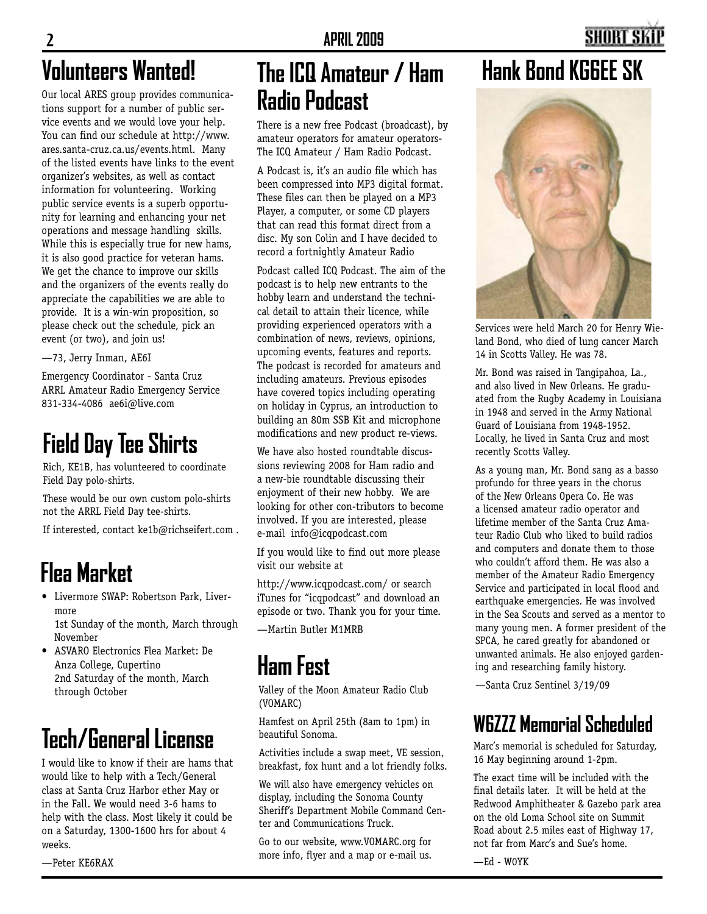## Volunteers Wanted!

Our local ARES group provides communications support for a number of public service events and we would love your help. You can find our schedule at http://www.ares.santa-cruz.ca.us/events.html. Many of the listed events have links to the event organizer's websites, as well as contact information for volunteering. Working public service events is a superb opportunity for learning and enhancing your net operations and message handling skills. While this is especially true for new hams, it is also good practice for veteran hams. We get the chance to improve our skills and the organizers of the events really do appreciate the capabilities we are able to provide. It is a win-win proposition, so please check out the schedule, pick an event (or two), and join us!

—73, Jerry Inman, AE6I

Emergency Coordinator - Santa Cruz
ARRL Amateur Radio Emergency Service
831-334-4086 ae6i@live.com

## Field Day Tee Shirts

Rich, KE1B, has volunteered to coordinate Field Day polo-shirts.

These would be our own custom polo-shirts not the ARRL Field Day tee-shirts.

If interested, contact ke1b@richseifert.com .

## Flea Market

- Livermore SWAP: Robertson Park, Livermore
  1st Sunday of the month, March through November
- ASVARO Electronics Flea Market: De Anza College, Cupertino
  2nd Saturday of the month, March through October

## Tech/General License

I would like to know if their are hams that would like to help with a Tech/General class at Santa Cruz Harbor ether May or in the Fall. We would need 3-6 hams to help with the class. Most likely it could be on a Saturday, 1300-1600 hrs for about 4 weeks.

—Peter KE6RAX

## The ICQ Amateur / Ham Radio Podcast

There is a new free Podcast (broadcast), by amateur operators for amateur operators- The ICQ Amateur / Ham Radio Podcast.

A Podcast is, it's an audio file which has been compressed into MP3 digital format. These files can then be played on a MP3 Player, a computer, or some CD players that can read this format direct from a disc. My son Colin and I have decided to record a fortnightly Amateur Radio

Podcast called ICQ Podcast. The aim of the podcast is to help new entrants to the hobby learn and understand the technical detail to attain their licence, while providing experienced operators with a combination of news, reviews, opinions, upcoming events, features and reports. The podcast is recorded for amateurs and including amateurs. Previous episodes have covered topics including operating on holiday in Cyprus, an introduction to building an 80m SSB Kit and microphone modifications and new product re-views.

We have also hosted roundtable discussions reviewing 2008 for Ham radio and a new-bie roundtable discussing their enjoyment of their new hobby. We are looking for other con-tributors to become involved. If you are interested, please e-mail info@icqpodcast.com

If you would like to find out more please visit our website at

http://www.icqpodcast.com/ or search iTunes for "icqpodcast" and download an episode or two. Thank you for your time.

—Martin Butler M1MRB

## Ham Fest

Valley of the Moon Amateur Radio Club (VOMARC)

Hamfest on April 25th (8am to 1pm) in beautiful Sonoma.

Activities include a swap meet, VE session, breakfast, fox hunt and a lot friendly folks.

We will also have emergency vehicles on display, including the Sonoma County Sheriff's Department Mobile Command Center and Communications Truck.

Go to our website, www.VOMARC.org for more info, flyer and a map or e-mail us.

## Hank Bond KG6EE SK

Services were held March 20 for Henry Wieland Bond, who died of lung cancer March 14 in Scotts Valley. He was 78.

Mr. Bond was raised in Tangipahoa, La., and also lived in New Orleans. He graduated from the Rugby Academy in Louisiana in 1948 and served in the Army National Guard of Louisiana from 1948-1952. Locally, he lived in Santa Cruz and most recently Scotts Valley.

As a young man, Mr. Bond sang as a basso profundo for three years in the chorus of the New Orleans Opera Co. He was a licensed amateur radio operator and lifetime member of the Santa Cruz Amateur Radio Club who liked to build radios and computers and donate them to those who couldn't afford them. He was also a member of the Amateur Radio Emergency Service and participated in local flood and earthquake emergencies. He was involved in the Sea Scouts and served as a mentor to many young men. A former president of the SPCA, he cared greatly for abandoned or unwanted animals. He also enjoyed gardening and researching family history.

—Santa Cruz Sentinel 3/19/09

## W6ZZZ Memorial Scheduled

Marc's memorial is scheduled for Saturday, 16 May beginning around 1-2pm.

The exact time will be included with the final details later. It will be held at the Redwood Amphitheater & Gazebo park area on the old Loma School site on Summit Road about 2.5 miles east of Highway 17, not far from Marc's and Sue's home.

—Ed - W0YK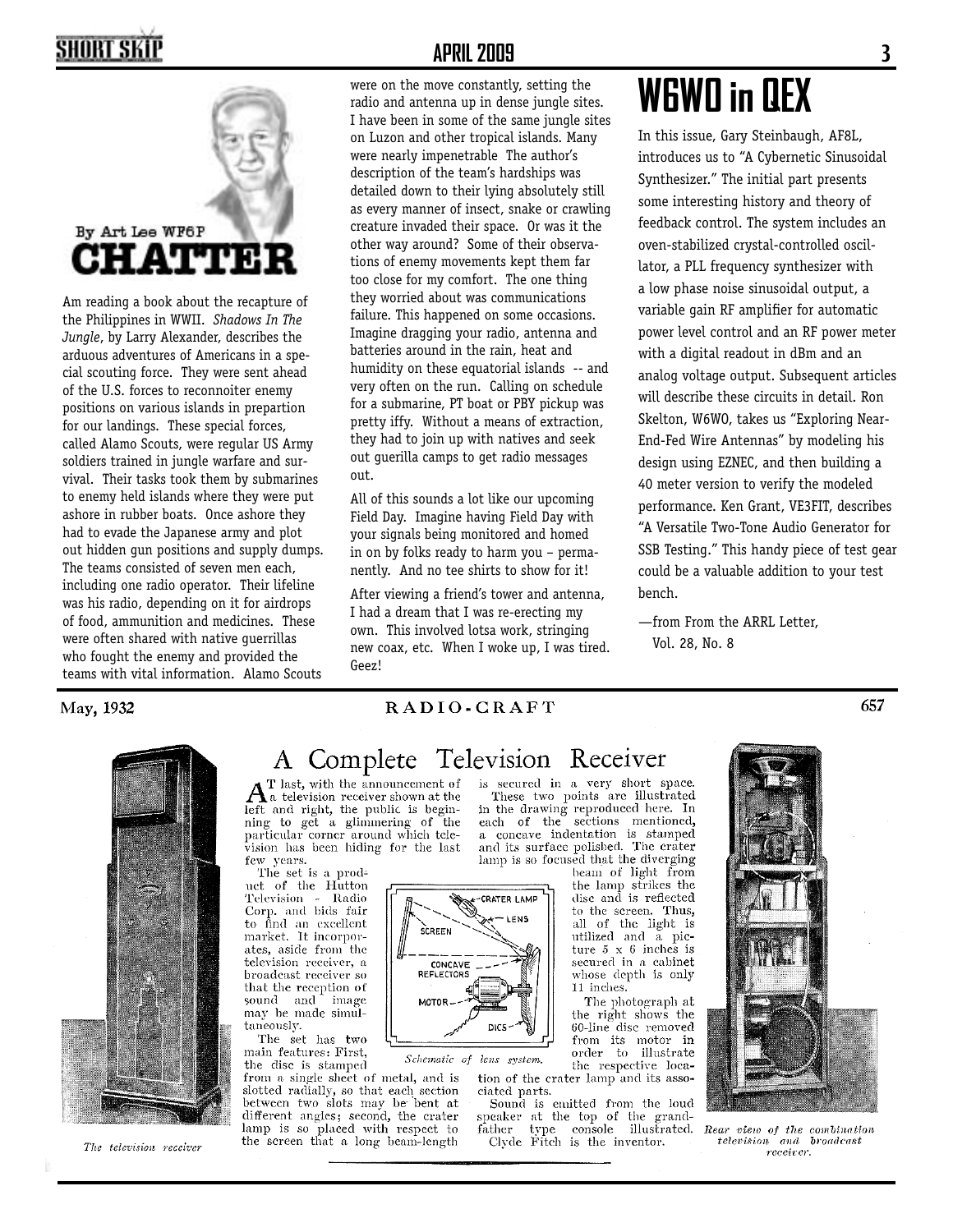## CHATTER

By Art Lee WF6P

Am reading a book about the recapture of the Philippines in WWII. *Shadows In The Jungle*, by Larry Alexander, describes the arduous adventures of Americans in a special scouting force. They were sent ahead of the U.S. forces to reconnoiter enemy positions on various islands in prepartion for our landings. These special forces, called Alamo Scouts, were regular US Army soldiers trained in jungle warfare and survival. Their tasks took them by submarines to enemy held islands where they were put ashore in rubber boats. Once ashore they had to evade the Japanese army and plot out hidden gun positions and supply dumps. The teams consisted of seven men each, including one radio operator. Their lifeline was his radio, depending on it for airdrops of food, ammunition and medicines. These were often shared with native guerrillas who fought the enemy and provided the teams with vital information. Alamo Scouts were on the move constantly, setting the radio and antenna up in dense jungle sites. I have been in some of the same jungle sites on Luzon and other tropical islands. Many were nearly impenetrable The author's description of the team's hardships was detailed down to their lying absolutely still as every manner of insect, snake or crawling creature invaded their space. Or was it the other way around? Some of their observations of enemy movements kept them far too close for my comfort. The one thing they worried about was communications failure. This happened on some occasions. Imagine dragging your radio, antenna and batteries around in the rain, heat and humidity on these equatorial islands -- and very often on the run. Calling on schedule for a submarine, PT boat or PBY pickup was pretty iffy. Without a means of extraction, they had to join up with natives and seek out guerilla camps to get radio messages out.

All of this sounds a lot like our upcoming Field Day. Imagine having Field Day with your signals being monitored and homed in on by folks ready to harm you – permanently. And no tee shirts to show for it!

After viewing a friend's tower and antenna, I had a dream that I was re-erecting my own. This involved lotsa work, stringing new coax, etc. When I woke up, I was tired. Geez!

# W6WO in QEX

In this issue, Gary Steinbaugh, AF8L, introduces us to "A Cybernetic Sinusoidal Synthesizer." The initial part presents some interesting history and theory of feedback control. The system includes an oven-stabilized crystal-controlled oscillator, a PLL frequency synthesizer with a low phase noise sinusoidal output, a variable gain RF amplifier for automatic power level control and an RF power meter with a digital readout in dBm and an analog voltage output. Subsequent articles will describe these circuits in detail. Ron Skelton, W6WO, takes us "Exploring Near-End-Fed Wire Antennas" by modeling his design using EZNEC, and then building a 40 meter version to verify the modeled performance. Ken Grant, VE3FIT, describes "A Versatile Two-Tone Audio Generator for SSB Testing." This handy piece of test gear could be a valuable addition to your test bench.

—from From the ARRL Letter,
Vol. 28, No. 8

---

May, 1932 — RADIO-CRAFT — 657

## A Complete Television Receiver

At last, with the announcement of a television receiver shown at the left and right, the public is beginning to get a glimmering of the particular corner around which television has been hiding for the last few years.

The set is a product of the Hutton Television - Radio Corp. and bids fair to find an excellent market. It incorporates, aside from the television receiver, a broadcast receiver so that the reception of sound and image may be made simultaneously.

The set has two main features: First, the disc is stamped from a single sheet of metal, and is slotted radially, so that each section between two slots may be bent at different angles; second, the crater lamp is so placed with respect to the screen that a long beam-length is secured in a very short space.

These two points are illustrated in the drawing reproduced here. In each of the sections mentioned, a concave indentation is stamped and its surface polished. The crater lamp is so focused that the diverging beam of light from the lamp strikes the disc and is reflected to the screen. Thus, all of the light is utilized and a picture 5 x 6 inches is secured in a cabinet whose depth is only 11 inches.

The photograph at the right shows the 60-line disc removed from its motor in order to illustrate the respective location of the crater lamp and its associated parts.

Sound is emitted from the loud speaker at the top of the grandfather type console illustrated. Clyde Fitch is the inventor.

*The television receiver*

CRATER LAMP, LENS, SCREEN, CONCAVE REFLECTORS, MOTOR, DICS

*Schematic of lens system.*

*Rear view of the combination television and broadcast receiver.*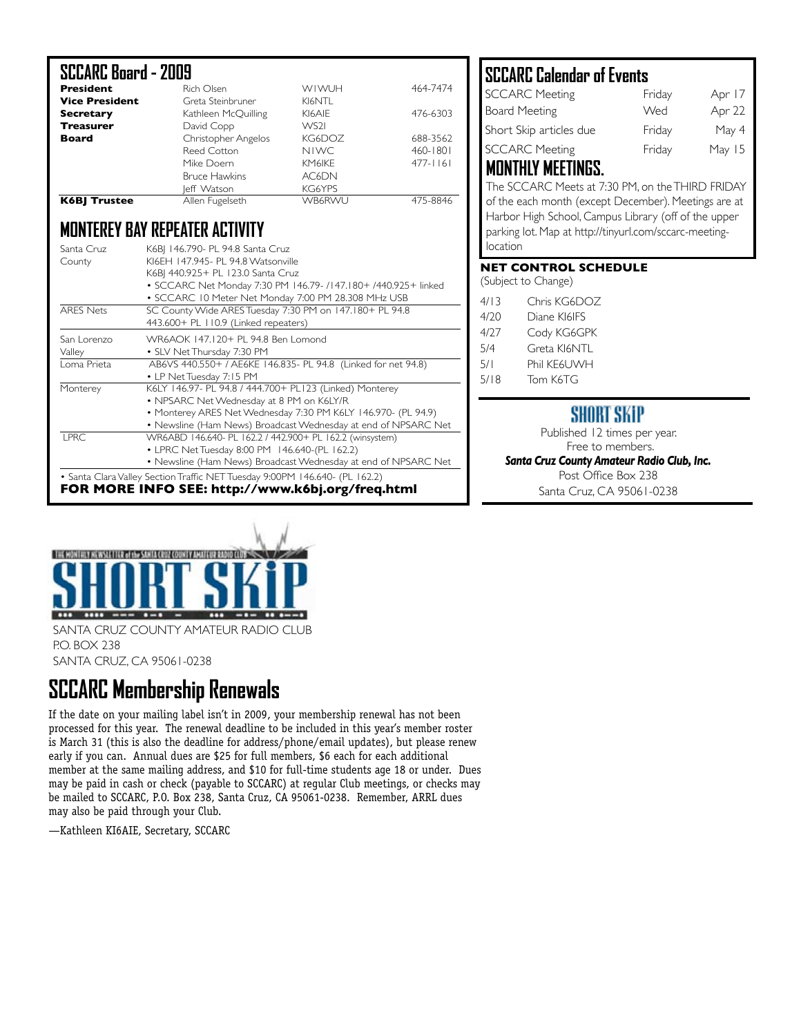## SCCARC Board - 2009

| | | | |
|---|---|---|---|
| **President** | Rich Olsen | W1WUH | 464-7474 |
| **Vice President** | Greta Steinbruner | KI6NTL | |
| **Secretary** | Kathleen McQuilling | KI6AIE | 476-6303 |
| **Treasurer** | David Copp | WS2I | |
| **Board** | Christopher Angelos | KG6DOZ | 688-3562 |
| | Reed Cotton | N1WC | 460-1801 |
| | Mike Doern | KM6IKE | 477-1161 |
| | Bruce Hawkins | AC6DN | |
| | Jeff Watson | KG6YPS | |
| **K6BJ Trustee** | Allen Fugelseth | WB6RWU | 475-8846 |

## MONTEREY BAY REPEATER ACTIVITY

| | |
|---|---|
| Santa Cruz County | K6BJ 146.790- PL 94.8 Santa Cruz<br>KI6EH 147.945- PL 94.8 Watsonville<br>K6BJ 440.925+ PL 123.0 Santa Cruz<br>• SCCARC Net Monday 7:30 PM 146.79- /147.180+ /440.925+ linked<br>• SCCARC 10 Meter Net Monday 7:00 PM 28.308 MHz USB |
| ARES Nets | SC County Wide ARES Tuesday 7:30 PM on 147.180+ PL 94.8<br>443.600+ PL 110.9 (Linked repeaters) |
| San Lorenzo Valley | WR6AOK 147.120+ PL 94.8 Ben Lomond<br>• SLV Net Thursday 7:30 PM |
| Loma Prieta | AB6VS 440.550+ / AE6KE 146.835- PL 94.8 (Linked for net 94.8)<br>• LP Net Tuesday 7:15 PM |
| Monterey | K6LY 146.97- PL 94.8 / 444.700+ PL123 (Linked) Monterey<br>• NPSARC Net Wednesday at 8 PM on K6LY/R<br>• Monterey ARES Net Wednesday 7:30 PM K6LY 146.970- (PL 94.9)<br>• Newsline (Ham News) Broadcast Wednesday at end of NPSARC Net |
| LPRC | WR6ABD 146.640- PL 162.2 / 442.900+ PL 162.2 (winsystem)<br>• LPRC Net Tuesday 8:00 PM 146.640-(PL 162.2)<br>• Newsline (Ham News) Broadcast Wednesday at end of NPSARC Net |

• Santa Clara Valley Section Traffic NET Tuesday 9:00PM 146.640- (PL 162.2)

**FOR MORE INFO SEE: http://www.k6bj.org/freq.html**

## SCCARC Calendar of Events

| | | |
|---|---|---|
| SCCARC Meeting | Friday | Apr 17 |
| Board Meeting | Wed | Apr 22 |
| Short Skip articles due | Friday | May 4 |
| SCCARC Meeting | Friday | May 15 |

## MONTHLY MEETINGS.

The SCCARC Meets at 7:30 PM, on the THIRD FRIDAY of the each month (except December). Meetings are at Harbor High School, Campus Library (off of the upper parking lot. Map at http://tinyurl.com/sccarc-meeting-location

### NET CONTROL SCHEDULE

(Subject to Change)

| | |
|---|---|
| 4/13 | Chris KG6DOZ |
| 4/20 | Diane KI6IFS |
| 4/27 | Cody KG6GPK |
| 5/4 | Greta KI6NTL |
| 5/1 | Phil KE6UWH |
| 5/18 | Tom K6TG |

## SHORT SKiP

Published 12 times per year.
Free to members.
***Santa Cruz County Amateur Radio Club, Inc.***
Post Office Box 238
Santa Cruz, CA 95061-0238

THE MONTHLY NEWSLETTER of the SANTA CRUZ COUNTY AMATEUR RADIO CLUB

SHORT SKiP

SANTA CRUZ COUNTY AMATEUR RADIO CLUB
P.O. BOX 238
SANTA CRUZ, CA 95061-0238

## SCCARC Membership Renewals

If the date on your mailing label isn't in 2009, your membership renewal has not been processed for this year. The renewal deadline to be included in this year's member roster is March 31 (this is also the deadline for address/phone/email updates), but please renew early if you can. Annual dues are $25 for full members, $6 each for each additional member at the same mailing address, and $10 for full-time students age 18 or under. Dues may be paid in cash or check (payable to SCCARC) at regular Club meetings, or checks may be mailed to SCCARC, P.O. Box 238, Santa Cruz, CA 95061-0238. Remember, ARRL dues may also be paid through your Club.

—Kathleen KI6AIE, Secretary, SCCARC